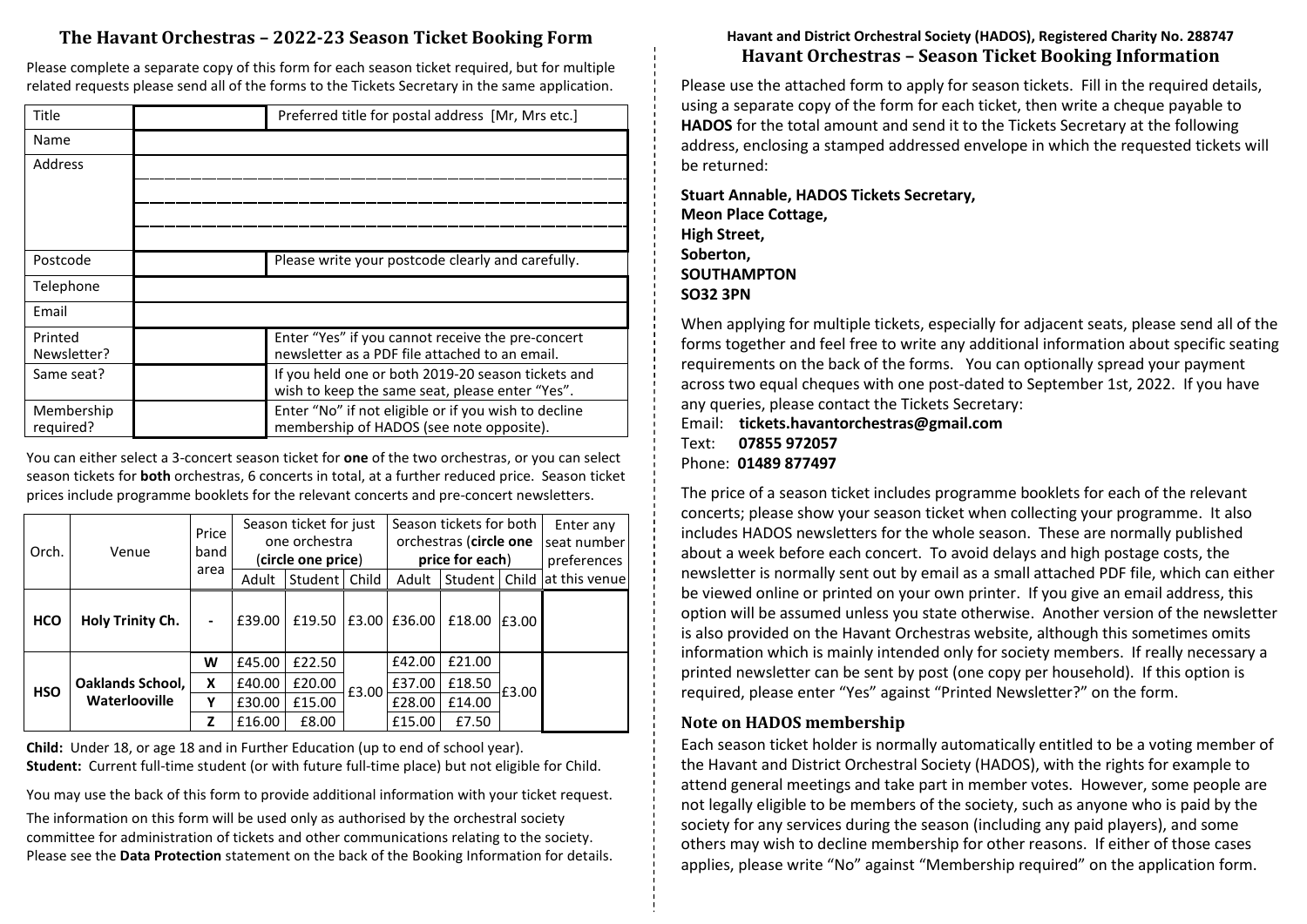## The Havant Orchestras – 2022-23 Season Ticket Booking Form

Please complete a separate copy of this form for each season ticket required, but for multiple related requests please send all of the forms to the Tickets Secretary in the same application.

| Field | | Notes |
|---|---|---|
| Title | | Preferred title for postal address [Mr, Mrs etc.] |
| Name | | |
| Address | | |
| Postcode | | Please write your postcode clearly and carefully. |
| Telephone | | |
| Email | | |
| Printed Newsletter? | | Enter "Yes" if you cannot receive the pre-concert newsletter as a PDF file attached to an email. |
| Same seat? | | If you held one or both 2019-20 season tickets and wish to keep the same seat, please enter "Yes". |
| Membership required? | | Enter "No" if not eligible or if you wish to decline membership of HADOS (see note opposite). |

You can either select a 3-concert season ticket for **one** of the two orchestras, or you can select season tickets for **both** orchestras, 6 concerts in total, at a further reduced price. Season ticket prices include programme booklets for the relevant concerts and pre-concert newsletters.

| Orch. | Venue | Price band area | Season ticket for just one orchestra (**circle one price**) | | | Season tickets for both orchestras (**circle one price for each**) | | | Enter any seat number preferences at this venue |
|---|---|---|---|---|---|---|---|---|---|
| | | | Adult | Student | Child | Adult | Student | Child | |
| **HCO** | **Holy Trinity Ch.** | - | £39.00 | £19.50 | £3.00 | £36.00 | £18.00 | £3.00 | |
| **HSO** | **Oaklands School, Waterlooville** | **W** | £45.00 | £22.50 | £3.00 | £42.00 | £21.00 | £3.00 | |
| | | **X** | £40.00 | £20.00 | | £37.00 | £18.50 | | |
| | | **Y** | £30.00 | £15.00 | | £28.00 | £14.00 | | |
| | | **Z** | £16.00 | £8.00 | | £15.00 | £7.50 | | |

**Child:** Under 18, or age 18 and in Further Education (up to end of school year).
**Student:** Current full-time student (or with future full-time place) but not eligible for Child.

You may use the back of this form to provide additional information with your ticket request.

The information on this form will be used only as authorised by the orchestral society committee for administration of tickets and other communications relating to the society. Please see the **Data Protection** statement on the back of the Booking Information for details.

**Havant and District Orchestral Society (HADOS), Registered Charity No. 288747**

## Havant Orchestras – Season Ticket Booking Information

Please use the attached form to apply for season tickets. Fill in the required details, using a separate copy of the form for each ticket, then write a cheque payable to **HADOS** for the total amount and send it to the Tickets Secretary at the following address, enclosing a stamped addressed envelope in which the requested tickets will be returned:

**Stuart Annable, HADOS Tickets Secretary,**
**Meon Place Cottage,**
**High Street,**
**Soberton,**
**SOUTHAMPTON**
**SO32 3PN**

When applying for multiple tickets, especially for adjacent seats, please send all of the forms together and feel free to write any additional information about specific seating requirements on the back of the forms. You can optionally spread your payment across two equal cheques with one post-dated to September 1st, 2022. If you have any queries, please contact the Tickets Secretary:

Email: **tickets.havantorchestras@gmail.com**
Text: **07855 972057**
Phone: **01489 877497**

The price of a season ticket includes programme booklets for each of the relevant concerts; please show your season ticket when collecting your programme. It also includes HADOS newsletters for the whole season. These are normally published about a week before each concert. To avoid delays and high postage costs, the newsletter is normally sent out by email as a small attached PDF file, which can either be viewed online or printed on your own printer. If you give an email address, this option will be assumed unless you state otherwise. Another version of the newsletter is also provided on the Havant Orchestras website, although this sometimes omits information which is mainly intended only for society members. If really necessary a printed newsletter can be sent by post (one copy per household). If this option is required, please enter "Yes" against "Printed Newsletter?" on the form.

### Note on HADOS membership

Each season ticket holder is normally automatically entitled to be a voting member of the Havant and District Orchestral Society (HADOS), with the rights for example to attend general meetings and take part in member votes. However, some people are not legally eligible to be members of the society, such as anyone who is paid by the society for any services during the season (including any paid players), and some others may wish to decline membership for other reasons. If either of those cases applies, please write "No" against "Membership required" on the application form.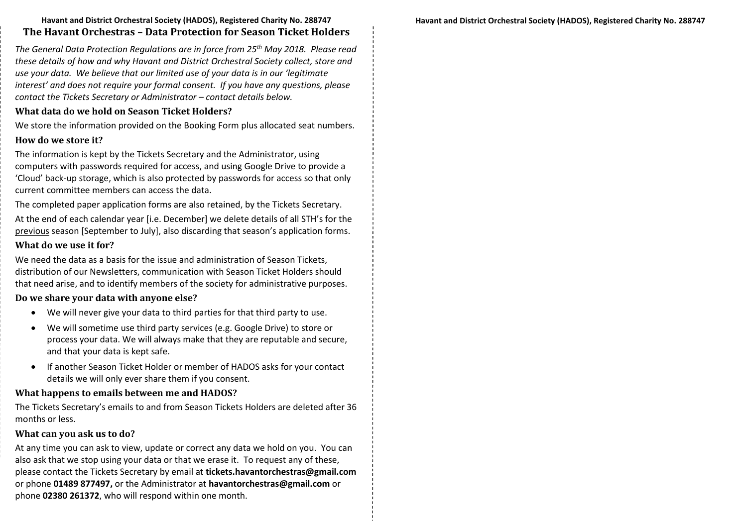**Havant and District Orchestral Society (HADOS), Registered Charity No. 288747**

# The Havant Orchestras – Data Protection for Season Ticket Holders

*The General Data Protection Regulations are in force from 25th May 2018. Please read these details of how and why Havant and District Orchestral Society collect, store and use your data. We believe that our limited use of your data is in our 'legitimate interest' and does not require your formal consent. If you have any questions, please contact the Tickets Secretary or Administrator – contact details below.*

## What data do we hold on Season Ticket Holders?

We store the information provided on the Booking Form plus allocated seat numbers.

## How do we store it?

The information is kept by the Tickets Secretary and the Administrator, using computers with passwords required for access, and using Google Drive to provide a 'Cloud' back-up storage, which is also protected by passwords for access so that only current committee members can access the data.

The completed paper application forms are also retained, by the Tickets Secretary.

At the end of each calendar year [i.e. December] we delete details of all STH's for the previous season [September to July], also discarding that season's application forms.

## What do we use it for?

We need the data as a basis for the issue and administration of Season Tickets, distribution of our Newsletters, communication with Season Ticket Holders should that need arise, and to identify members of the society for administrative purposes.

## Do we share your data with anyone else?

- We will never give your data to third parties for that third party to use.
- We will sometime use third party services (e.g. Google Drive) to store or process your data. We will always make that they are reputable and secure, and that your data is kept safe.
- If another Season Ticket Holder or member of HADOS asks for your contact details we will only ever share them if you consent.

## What happens to emails between me and HADOS?

The Tickets Secretary's emails to and from Season Tickets Holders are deleted after 36 months or less.

## What can you ask us to do?

At any time you can ask to view, update or correct any data we hold on you. You can also ask that we stop using your data or that we erase it. To request any of these, please contact the Tickets Secretary by email at **tickets.havantorchestras@gmail.com** or phone **01489 877497,** or the Administrator at **havantorchestras@gmail.com** or phone **02380 261372**, who will respond within one month.

**Havant and District Orchestral Society (HADOS), Registered Charity No. 288747**